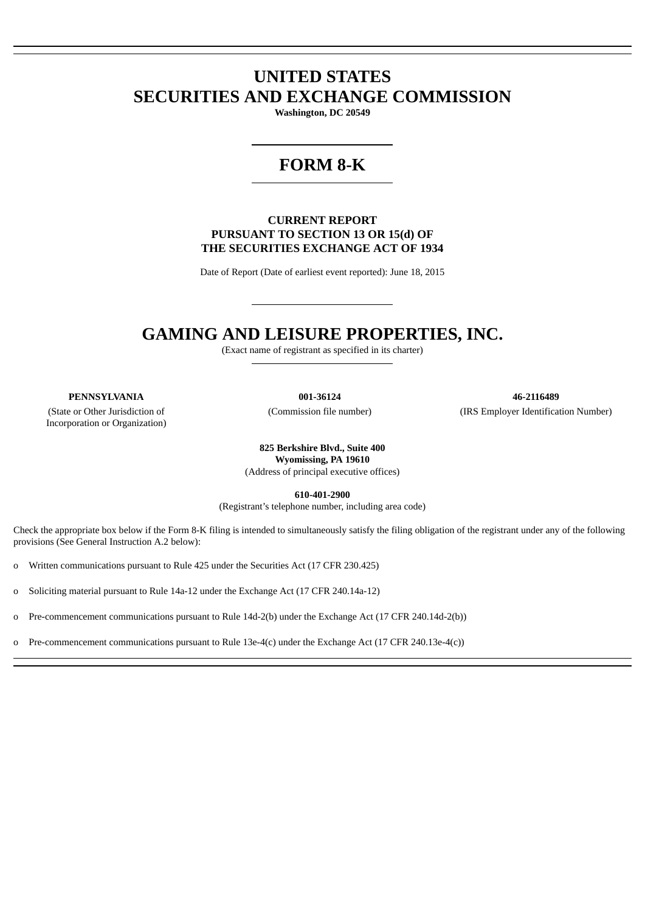# UNITED STATES
# SECURITIES AND EXCHANGE COMMISSION

**Washington, DC 20549**

---

# FORM 8-K

---

**CURRENT REPORT**
**PURSUANT TO SECTION 13 OR 15(d) OF**
**THE SECURITIES EXCHANGE ACT OF 1934**

Date of Report (Date of earliest event reported): June 18, 2015

---

# GAMING AND LEISURE PROPERTIES, INC.

(Exact name of registrant as specified in its charter)

---

| **PENNSYLVANIA** | **001-36124** | **46-2116489** |
|---|---|---|
| (State or Other Jurisdiction of Incorporation or Organization) | (Commission file number) | (IRS Employer Identification Number) |

**825 Berkshire Blvd., Suite 400**
**Wyomissing, PA 19610**
(Address of principal executive offices)

**610-401-2900**
(Registrant's telephone number, including area code)

Check the appropriate box below if the Form 8-K filing is intended to simultaneously satisfy the filing obligation of the registrant under any of the following provisions (See General Instruction A.2 below):

o Written communications pursuant to Rule 425 under the Securities Act (17 CFR 230.425)

o Soliciting material pursuant to Rule 14a-12 under the Exchange Act (17 CFR 240.14a-12)

o Pre-commencement communications pursuant to Rule 14d-2(b) under the Exchange Act (17 CFR 240.14d-2(b))

o Pre-commencement communications pursuant to Rule 13e-4(c) under the Exchange Act (17 CFR 240.13e-4(c))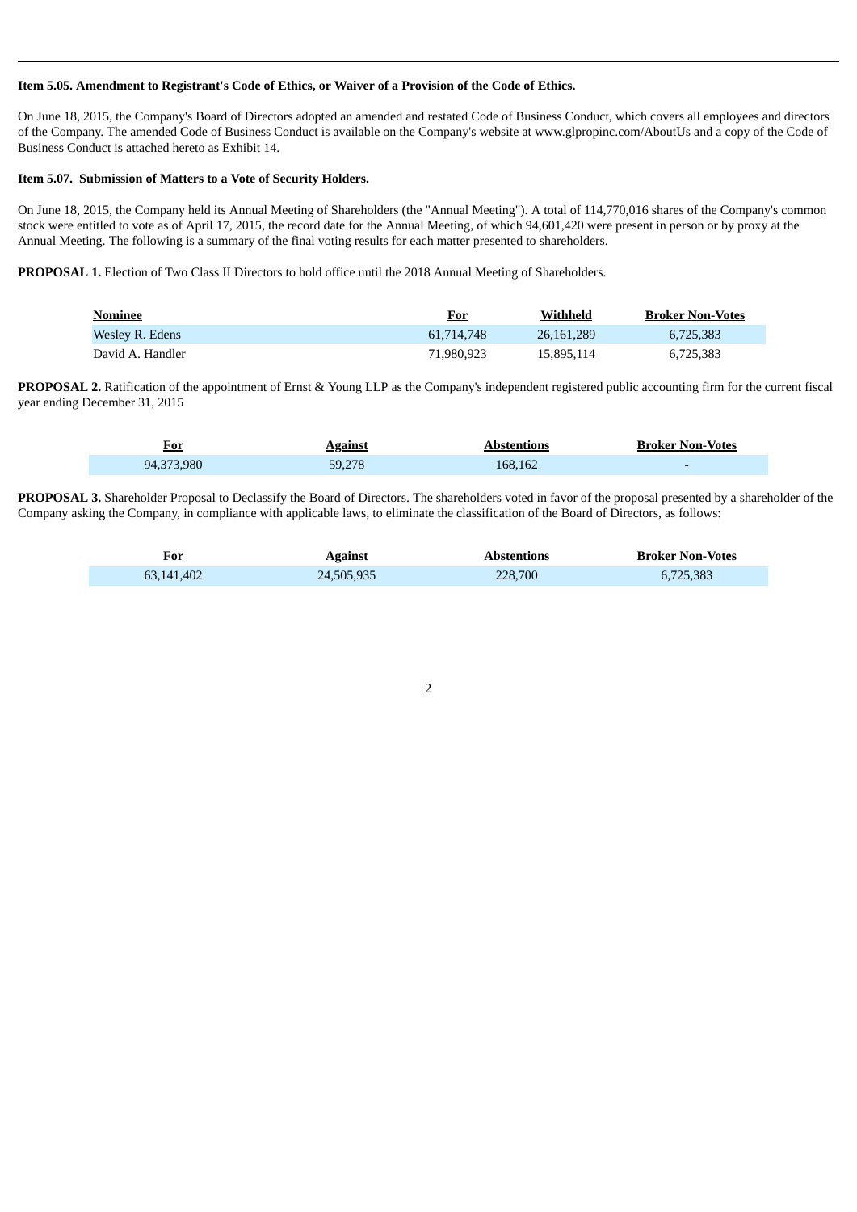**Item 5.05. Amendment to Registrant's Code of Ethics, or Waiver of a Provision of the Code of Ethics.**

On June 18, 2015, the Company's Board of Directors adopted an amended and restated Code of Business Conduct, which covers all employees and directors of the Company. The amended Code of Business Conduct is available on the Company's website at www.glpropinc.com/AboutUs and a copy of the Code of Business Conduct is attached hereto as Exhibit 14.

**Item 5.07. Submission of Matters to a Vote of Security Holders.**

On June 18, 2015, the Company held its Annual Meeting of Shareholders (the "Annual Meeting"). A total of 114,770,016 shares of the Company's common stock were entitled to vote as of April 17, 2015, the record date for the Annual Meeting, of which 94,601,420 were present in person or by proxy at the Annual Meeting. The following is a summary of the final voting results for each matter presented to shareholders.

**PROPOSAL 1.** Election of Two Class II Directors to hold office until the 2018 Annual Meeting of Shareholders.

| Nominee | For | Withheld | Broker Non-Votes |
|---|---|---|---|
| Wesley R. Edens | 61,714,748 | 26,161,289 | 6,725,383 |
| David A. Handler | 71,980,923 | 15,895,114 | 6,725,383 |

**PROPOSAL 2.** Ratification of the appointment of Ernst & Young LLP as the Company's independent registered public accounting firm for the current fiscal year ending December 31, 2015

| For | Against | Abstentions | Broker Non-Votes |
|---|---|---|---|
| 94,373,980 | 59,278 | 168,162 | - |

**PROPOSAL 3.** Shareholder Proposal to Declassify the Board of Directors. The shareholders voted in favor of the proposal presented by a shareholder of the Company asking the Company, in compliance with applicable laws, to eliminate the classification of the Board of Directors, as follows:

| For | Against | Abstentions | Broker Non-Votes |
|---|---|---|---|
| 63,141,402 | 24,505,935 | 228,700 | 6,725,383 |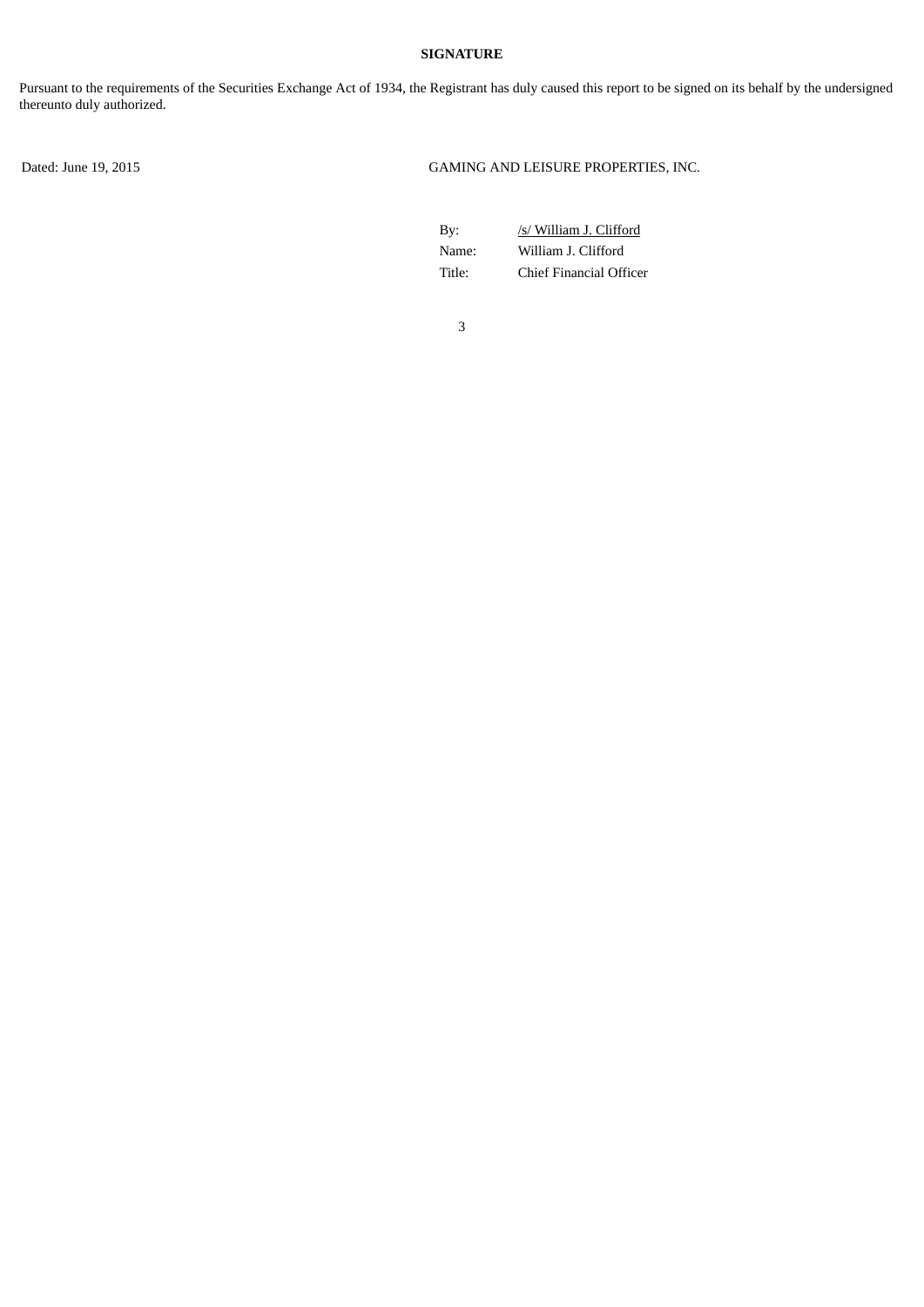**SIGNATURE**

Pursuant to the requirements of the Securities Exchange Act of 1934, the Registrant has duly caused this report to be signed on its behalf by the undersigned thereunto duly authorized.

Dated: June 19, 2015

GAMING AND LEISURE PROPERTIES, INC.

| | |
|---|---|
| By: | /s/ William J. Clifford |
| Name: | William J. Clifford |
| Title: | Chief Financial Officer |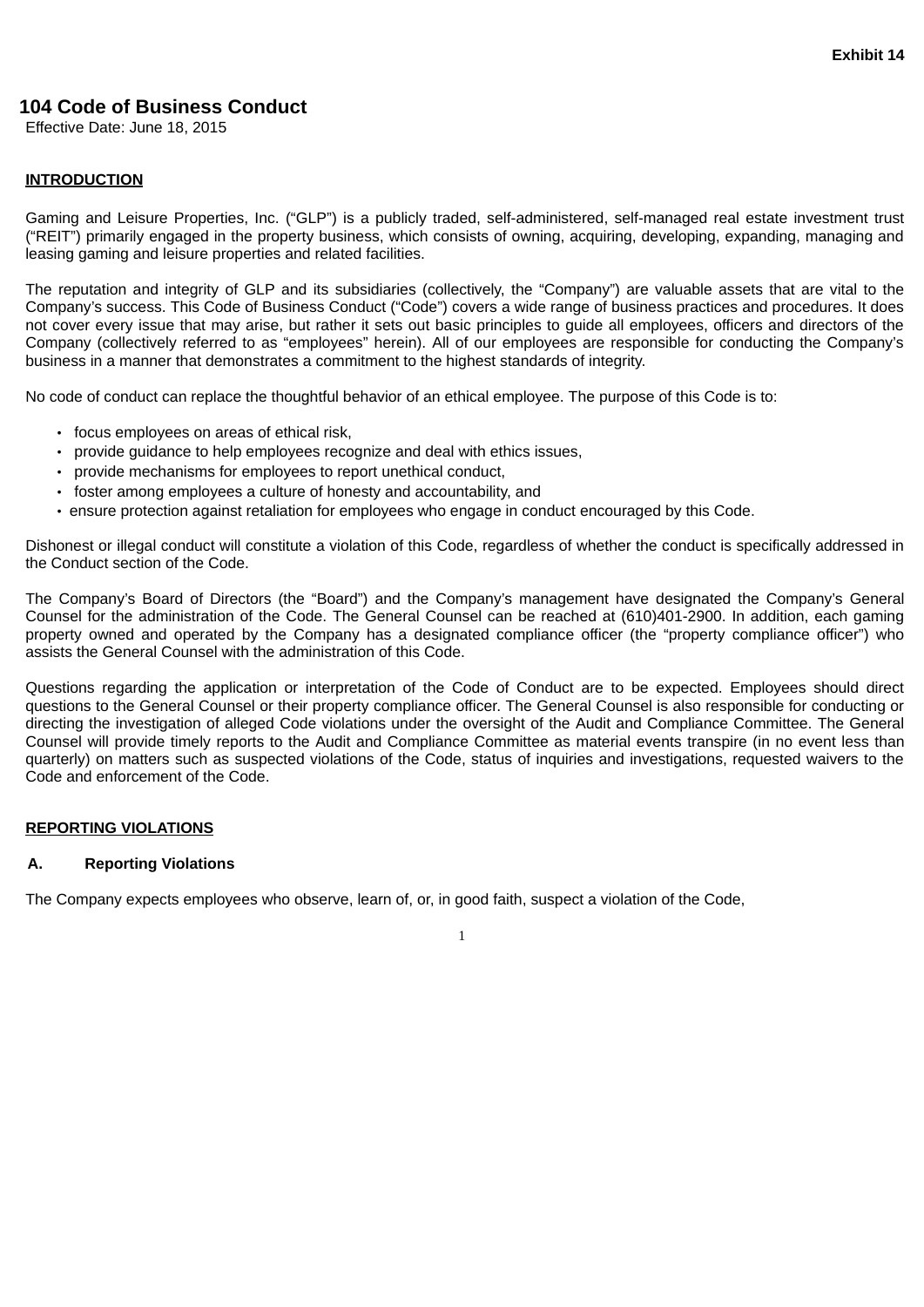**Exhibit 14**

# 104 Code of Business Conduct

Effective Date: June 18, 2015

## INTRODUCTION

Gaming and Leisure Properties, Inc. ("GLP") is a publicly traded, self-administered, self-managed real estate investment trust ("REIT") primarily engaged in the property business, which consists of owning, acquiring, developing, expanding, managing and leasing gaming and leisure properties and related facilities.

The reputation and integrity of GLP and its subsidiaries (collectively, the "Company") are valuable assets that are vital to the Company's success. This Code of Business Conduct ("Code") covers a wide range of business practices and procedures. It does not cover every issue that may arise, but rather it sets out basic principles to guide all employees, officers and directors of the Company (collectively referred to as "employees" herein). All of our employees are responsible for conducting the Company's business in a manner that demonstrates a commitment to the highest standards of integrity.

No code of conduct can replace the thoughtful behavior of an ethical employee. The purpose of this Code is to:

- focus employees on areas of ethical risk,
- provide guidance to help employees recognize and deal with ethics issues,
- provide mechanisms for employees to report unethical conduct,
- foster among employees a culture of honesty and accountability, and
- ensure protection against retaliation for employees who engage in conduct encouraged by this Code.

Dishonest or illegal conduct will constitute a violation of this Code, regardless of whether the conduct is specifically addressed in the Conduct section of the Code.

The Company's Board of Directors (the "Board") and the Company's management have designated the Company's General Counsel for the administration of the Code. The General Counsel can be reached at (610)401-2900. In addition, each gaming property owned and operated by the Company has a designated compliance officer (the "property compliance officer") who assists the General Counsel with the administration of this Code.

Questions regarding the application or interpretation of the Code of Conduct are to be expected. Employees should direct questions to the General Counsel or their property compliance officer. The General Counsel is also responsible for conducting or directing the investigation of alleged Code violations under the oversight of the Audit and Compliance Committee. The General Counsel will provide timely reports to the Audit and Compliance Committee as material events transpire (in no event less than quarterly) on matters such as suspected violations of the Code, status of inquiries and investigations, requested waivers to the Code and enforcement of the Code.

## REPORTING VIOLATIONS

### A. Reporting Violations

The Company expects employees who observe, learn of, or, in good faith, suspect a violation of the Code,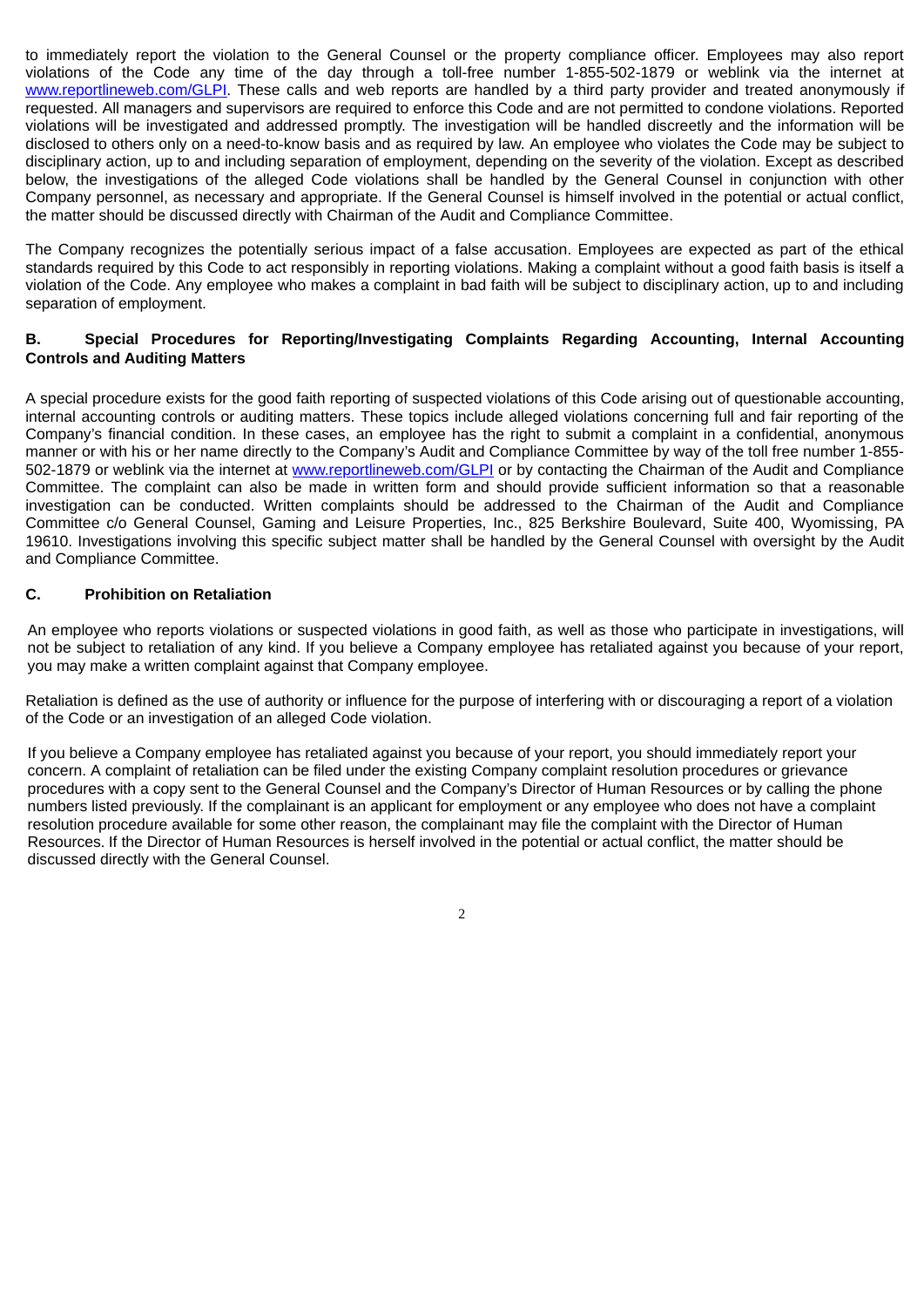to immediately report the violation to the General Counsel or the property compliance officer. Employees may also report violations of the Code any time of the day through a toll-free number 1-855-502-1879 or weblink via the internet at www.reportlineweb.com/GLPI. These calls and web reports are handled by a third party provider and treated anonymously if requested. All managers and supervisors are required to enforce this Code and are not permitted to condone violations. Reported violations will be investigated and addressed promptly. The investigation will be handled discreetly and the information will be disclosed to others only on a need-to-know basis and as required by law. An employee who violates the Code may be subject to disciplinary action, up to and including separation of employment, depending on the severity of the violation. Except as described below, the investigations of the alleged Code violations shall be handled by the General Counsel in conjunction with other Company personnel, as necessary and appropriate. If the General Counsel is himself involved in the potential or actual conflict, the matter should be discussed directly with Chairman of the Audit and Compliance Committee.

The Company recognizes the potentially serious impact of a false accusation. Employees are expected as part of the ethical standards required by this Code to act responsibly in reporting violations. Making a complaint without a good faith basis is itself a violation of the Code. Any employee who makes a complaint in bad faith will be subject to disciplinary action, up to and including separation of employment.

### B. Special Procedures for Reporting/Investigating Complaints Regarding Accounting, Internal Accounting Controls and Auditing Matters

A special procedure exists for the good faith reporting of suspected violations of this Code arising out of questionable accounting, internal accounting controls or auditing matters. These topics include alleged violations concerning full and fair reporting of the Company's financial condition. In these cases, an employee has the right to submit a complaint in a confidential, anonymous manner or with his or her name directly to the Company's Audit and Compliance Committee by way of the toll free number 1-855-502-1879 or weblink via the internet at www.reportlineweb.com/GLPI or by contacting the Chairman of the Audit and Compliance Committee. The complaint can also be made in written form and should provide sufficient information so that a reasonable investigation can be conducted. Written complaints should be addressed to the Chairman of the Audit and Compliance Committee c/o General Counsel, Gaming and Leisure Properties, Inc., 825 Berkshire Boulevard, Suite 400, Wyomissing, PA 19610. Investigations involving this specific subject matter shall be handled by the General Counsel with oversight by the Audit and Compliance Committee.

### C. Prohibition on Retaliation

An employee who reports violations or suspected violations in good faith, as well as those who participate in investigations, will not be subject to retaliation of any kind. If you believe a Company employee has retaliated against you because of your report, you may make a written complaint against that Company employee.

Retaliation is defined as the use of authority or influence for the purpose of interfering with or discouraging a report of a violation of the Code or an investigation of an alleged Code violation.

If you believe a Company employee has retaliated against you because of your report, you should immediately report your concern. A complaint of retaliation can be filed under the existing Company complaint resolution procedures or grievance procedures with a copy sent to the General Counsel and the Company's Director of Human Resources or by calling the phone numbers listed previously. If the complainant is an applicant for employment or any employee who does not have a complaint resolution procedure available for some other reason, the complainant may file the complaint with the Director of Human Resources. If the Director of Human Resources is herself involved in the potential or actual conflict, the matter should be discussed directly with the General Counsel.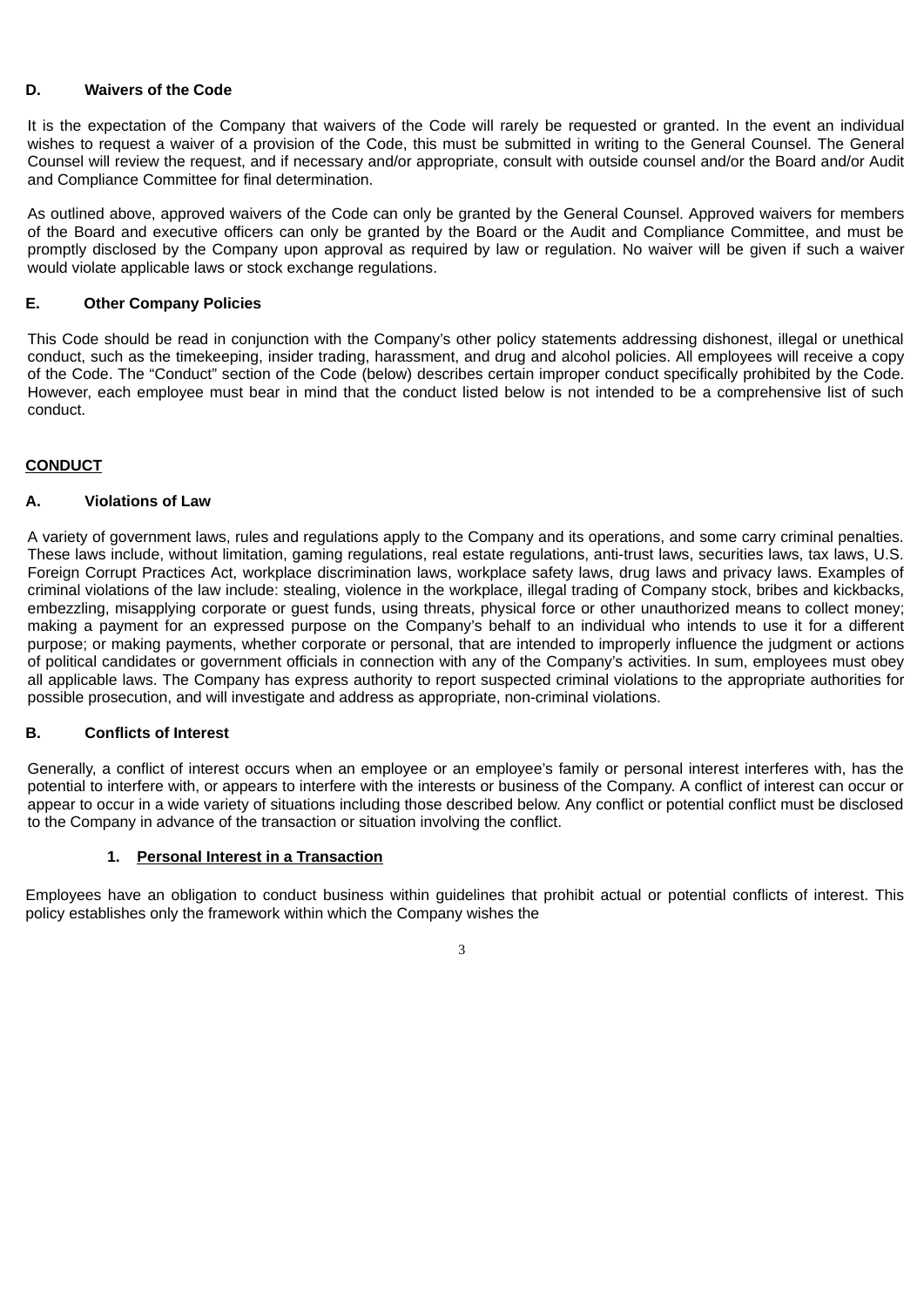### D. Waivers of the Code

It is the expectation of the Company that waivers of the Code will rarely be requested or granted. In the event an individual wishes to request a waiver of a provision of the Code, this must be submitted in writing to the General Counsel. The General Counsel will review the request, and if necessary and/or appropriate, consult with outside counsel and/or the Board and/or Audit and Compliance Committee for final determination.

As outlined above, approved waivers of the Code can only be granted by the General Counsel. Approved waivers for members of the Board and executive officers can only be granted by the Board or the Audit and Compliance Committee, and must be promptly disclosed by the Company upon approval as required by law or regulation. No waiver will be given if such a waiver would violate applicable laws or stock exchange regulations.

### E. Other Company Policies

This Code should be read in conjunction with the Company's other policy statements addressing dishonest, illegal or unethical conduct, such as the timekeeping, insider trading, harassment, and drug and alcohol policies. All employees will receive a copy of the Code. The "Conduct" section of the Code (below) describes certain improper conduct specifically prohibited by the Code. However, each employee must bear in mind that the conduct listed below is not intended to be a comprehensive list of such conduct.

## CONDUCT

### A. Violations of Law

A variety of government laws, rules and regulations apply to the Company and its operations, and some carry criminal penalties. These laws include, without limitation, gaming regulations, real estate regulations, anti-trust laws, securities laws, tax laws, U.S. Foreign Corrupt Practices Act, workplace discrimination laws, workplace safety laws, drug laws and privacy laws. Examples of criminal violations of the law include: stealing, violence in the workplace, illegal trading of Company stock, bribes and kickbacks, embezzling, misapplying corporate or guest funds, using threats, physical force or other unauthorized means to collect money; making a payment for an expressed purpose on the Company's behalf to an individual who intends to use it for a different purpose; or making payments, whether corporate or personal, that are intended to improperly influence the judgment or actions of political candidates or government officials in connection with any of the Company's activities. In sum, employees must obey all applicable laws. The Company has express authority to report suspected criminal violations to the appropriate authorities for possible prosecution, and will investigate and address as appropriate, non-criminal violations.

### B. Conflicts of Interest

Generally, a conflict of interest occurs when an employee or an employee's family or personal interest interferes with, has the potential to interfere with, or appears to interfere with the interests or business of the Company. A conflict of interest can occur or appear to occur in a wide variety of situations including those described below. Any conflict or potential conflict must be disclosed to the Company in advance of the transaction or situation involving the conflict.

#### 1. Personal Interest in a Transaction

Employees have an obligation to conduct business within guidelines that prohibit actual or potential conflicts of interest. This policy establishes only the framework within which the Company wishes the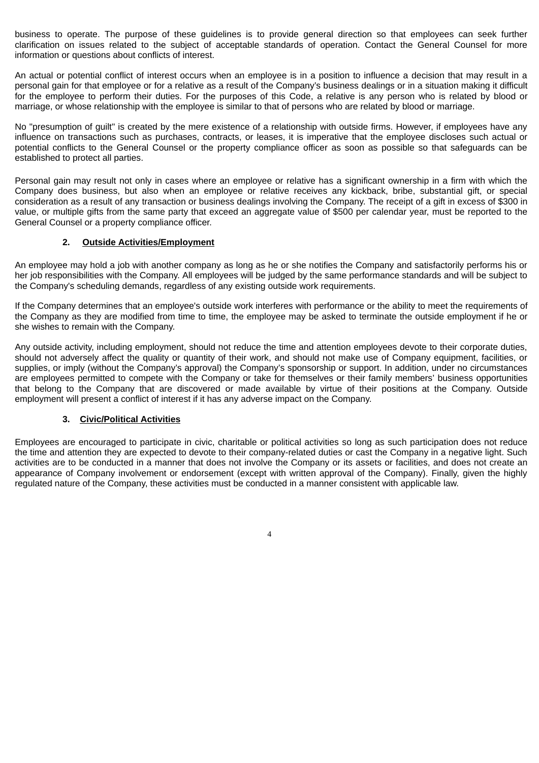business to operate. The purpose of these guidelines is to provide general direction so that employees can seek further clarification on issues related to the subject of acceptable standards of operation. Contact the General Counsel for more information or questions about conflicts of interest.

An actual or potential conflict of interest occurs when an employee is in a position to influence a decision that may result in a personal gain for that employee or for a relative as a result of the Company's business dealings or in a situation making it difficult for the employee to perform their duties. For the purposes of this Code, a relative is any person who is related by blood or marriage, or whose relationship with the employee is similar to that of persons who are related by blood or marriage.

No "presumption of guilt" is created by the mere existence of a relationship with outside firms. However, if employees have any influence on transactions such as purchases, contracts, or leases, it is imperative that the employee discloses such actual or potential conflicts to the General Counsel or the property compliance officer as soon as possible so that safeguards can be established to protect all parties.

Personal gain may result not only in cases where an employee or relative has a significant ownership in a firm with which the Company does business, but also when an employee or relative receives any kickback, bribe, substantial gift, or special consideration as a result of any transaction or business dealings involving the Company. The receipt of a gift in excess of $300 in value, or multiple gifts from the same party that exceed an aggregate value of $500 per calendar year, must be reported to the General Counsel or a property compliance officer.

**2. Outside Activities/Employment**

An employee may hold a job with another company as long as he or she notifies the Company and satisfactorily performs his or her job responsibilities with the Company. All employees will be judged by the same performance standards and will be subject to the Company's scheduling demands, regardless of any existing outside work requirements.

If the Company determines that an employee's outside work interferes with performance or the ability to meet the requirements of the Company as they are modified from time to time, the employee may be asked to terminate the outside employment if he or she wishes to remain with the Company.

Any outside activity, including employment, should not reduce the time and attention employees devote to their corporate duties, should not adversely affect the quality or quantity of their work, and should not make use of Company equipment, facilities, or supplies, or imply (without the Company's approval) the Company's sponsorship or support. In addition, under no circumstances are employees permitted to compete with the Company or take for themselves or their family members' business opportunities that belong to the Company that are discovered or made available by virtue of their positions at the Company. Outside employment will present a conflict of interest if it has any adverse impact on the Company.

**3. Civic/Political Activities**

Employees are encouraged to participate in civic, charitable or political activities so long as such participation does not reduce the time and attention they are expected to devote to their company-related duties or cast the Company in a negative light. Such activities are to be conducted in a manner that does not involve the Company or its assets or facilities, and does not create an appearance of Company involvement or endorsement (except with written approval of the Company). Finally, given the highly regulated nature of the Company, these activities must be conducted in a manner consistent with applicable law.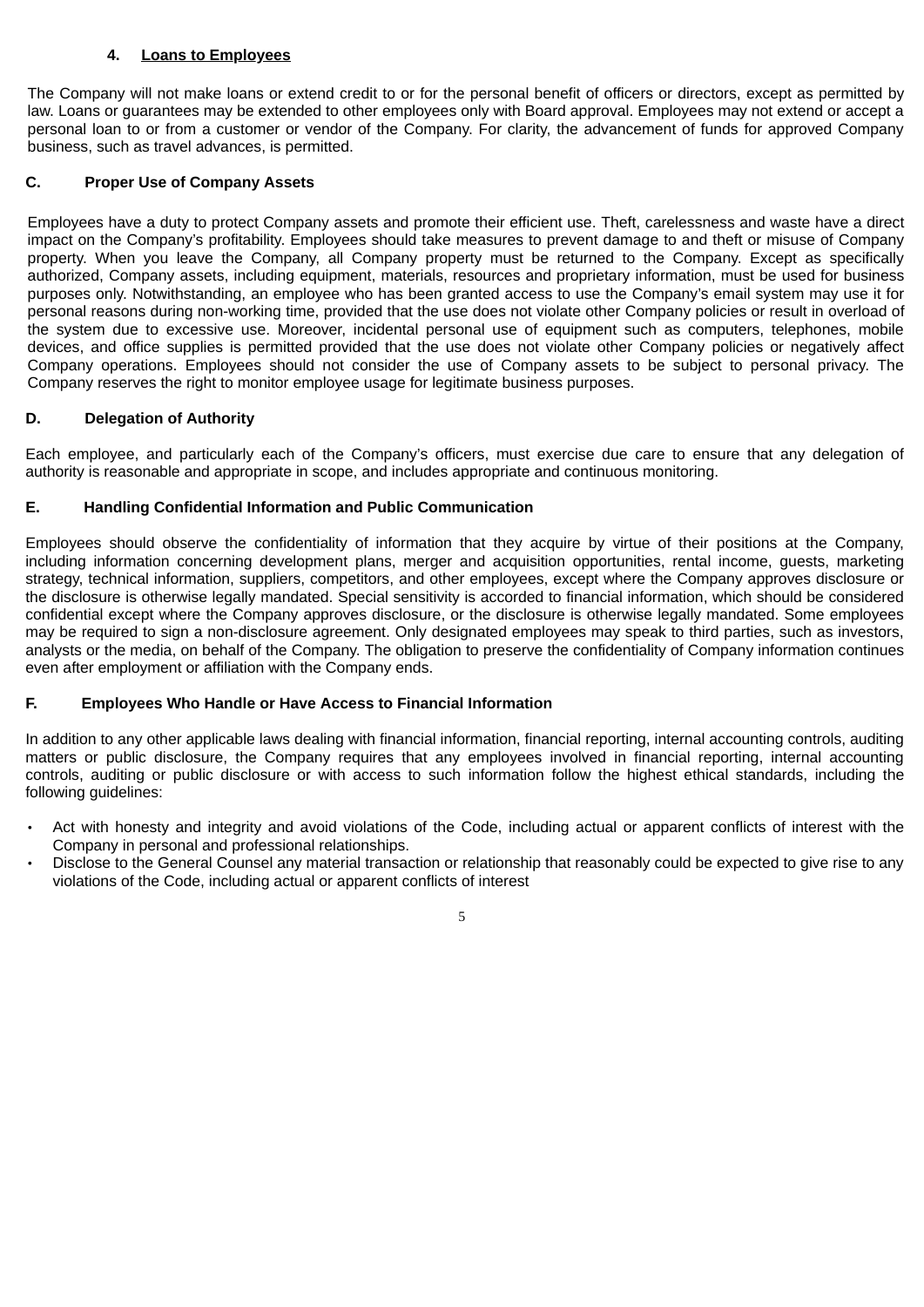#### 4. Loans to Employees

The Company will not make loans or extend credit to or for the personal benefit of officers or directors, except as permitted by law. Loans or guarantees may be extended to other employees only with Board approval. Employees may not extend or accept a personal loan to or from a customer or vendor of the Company. For clarity, the advancement of funds for approved Company business, such as travel advances, is permitted.

### C. Proper Use of Company Assets

Employees have a duty to protect Company assets and promote their efficient use. Theft, carelessness and waste have a direct impact on the Company's profitability. Employees should take measures to prevent damage to and theft or misuse of Company property. When you leave the Company, all Company property must be returned to the Company. Except as specifically authorized, Company assets, including equipment, materials, resources and proprietary information, must be used for business purposes only. Notwithstanding, an employee who has been granted access to use the Company's email system may use it for personal reasons during non-working time, provided that the use does not violate other Company policies or result in overload of the system due to excessive use. Moreover, incidental personal use of equipment such as computers, telephones, mobile devices, and office supplies is permitted provided that the use does not violate other Company policies or negatively affect Company operations. Employees should not consider the use of Company assets to be subject to personal privacy. The Company reserves the right to monitor employee usage for legitimate business purposes.

### D. Delegation of Authority

Each employee, and particularly each of the Company's officers, must exercise due care to ensure that any delegation of authority is reasonable and appropriate in scope, and includes appropriate and continuous monitoring.

### E. Handling Confidential Information and Public Communication

Employees should observe the confidentiality of information that they acquire by virtue of their positions at the Company, including information concerning development plans, merger and acquisition opportunities, rental income, guests, marketing strategy, technical information, suppliers, competitors, and other employees, except where the Company approves disclosure or the disclosure is otherwise legally mandated. Special sensitivity is accorded to financial information, which should be considered confidential except where the Company approves disclosure, or the disclosure is otherwise legally mandated. Some employees may be required to sign a non-disclosure agreement. Only designated employees may speak to third parties, such as investors, analysts or the media, on behalf of the Company. The obligation to preserve the confidentiality of Company information continues even after employment or affiliation with the Company ends.

### F. Employees Who Handle or Have Access to Financial Information

In addition to any other applicable laws dealing with financial information, financial reporting, internal accounting controls, auditing matters or public disclosure, the Company requires that any employees involved in financial reporting, internal accounting controls, auditing or public disclosure or with access to such information follow the highest ethical standards, including the following guidelines:

- Act with honesty and integrity and avoid violations of the Code, including actual or apparent conflicts of interest with the Company in personal and professional relationships.
- Disclose to the General Counsel any material transaction or relationship that reasonably could be expected to give rise to any violations of the Code, including actual or apparent conflicts of interest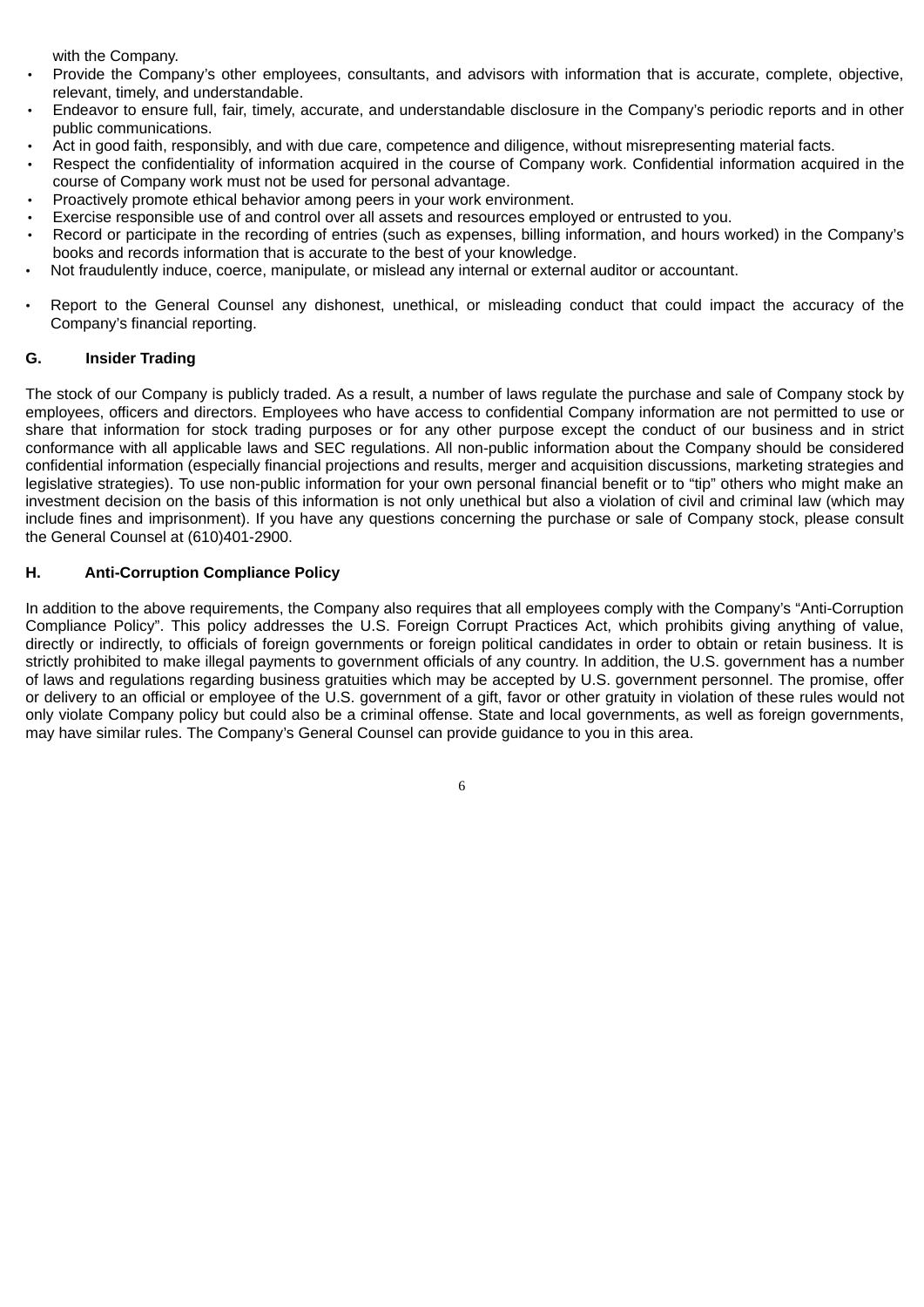with the Company.

- Provide the Company's other employees, consultants, and advisors with information that is accurate, complete, objective, relevant, timely, and understandable.
- Endeavor to ensure full, fair, timely, accurate, and understandable disclosure in the Company's periodic reports and in other public communications.
- Act in good faith, responsibly, and with due care, competence and diligence, without misrepresenting material facts.
- Respect the confidentiality of information acquired in the course of Company work. Confidential information acquired in the course of Company work must not be used for personal advantage.
- Proactively promote ethical behavior among peers in your work environment.
- Exercise responsible use of and control over all assets and resources employed or entrusted to you.
- Record or participate in the recording of entries (such as expenses, billing information, and hours worked) in the Company's books and records information that is accurate to the best of your knowledge.
- Not fraudulently induce, coerce, manipulate, or mislead any internal or external auditor or accountant.
- Report to the General Counsel any dishonest, unethical, or misleading conduct that could impact the accuracy of the Company's financial reporting.

## G. Insider Trading

The stock of our Company is publicly traded. As a result, a number of laws regulate the purchase and sale of Company stock by employees, officers and directors. Employees who have access to confidential Company information are not permitted to use or share that information for stock trading purposes or for any other purpose except the conduct of our business and in strict conformance with all applicable laws and SEC regulations. All non-public information about the Company should be considered confidential information (especially financial projections and results, merger and acquisition discussions, marketing strategies and legislative strategies). To use non-public information for your own personal financial benefit or to "tip" others who might make an investment decision on the basis of this information is not only unethical but also a violation of civil and criminal law (which may include fines and imprisonment). If you have any questions concerning the purchase or sale of Company stock, please consult the General Counsel at (610)401-2900.

## H. Anti-Corruption Compliance Policy

In addition to the above requirements, the Company also requires that all employees comply with the Company's "Anti-Corruption Compliance Policy". This policy addresses the U.S. Foreign Corrupt Practices Act, which prohibits giving anything of value, directly or indirectly, to officials of foreign governments or foreign political candidates in order to obtain or retain business. It is strictly prohibited to make illegal payments to government officials of any country. In addition, the U.S. government has a number of laws and regulations regarding business gratuities which may be accepted by U.S. government personnel. The promise, offer or delivery to an official or employee of the U.S. government of a gift, favor or other gratuity in violation of these rules would not only violate Company policy but could also be a criminal offense. State and local governments, as well as foreign governments, may have similar rules. The Company's General Counsel can provide guidance to you in this area.